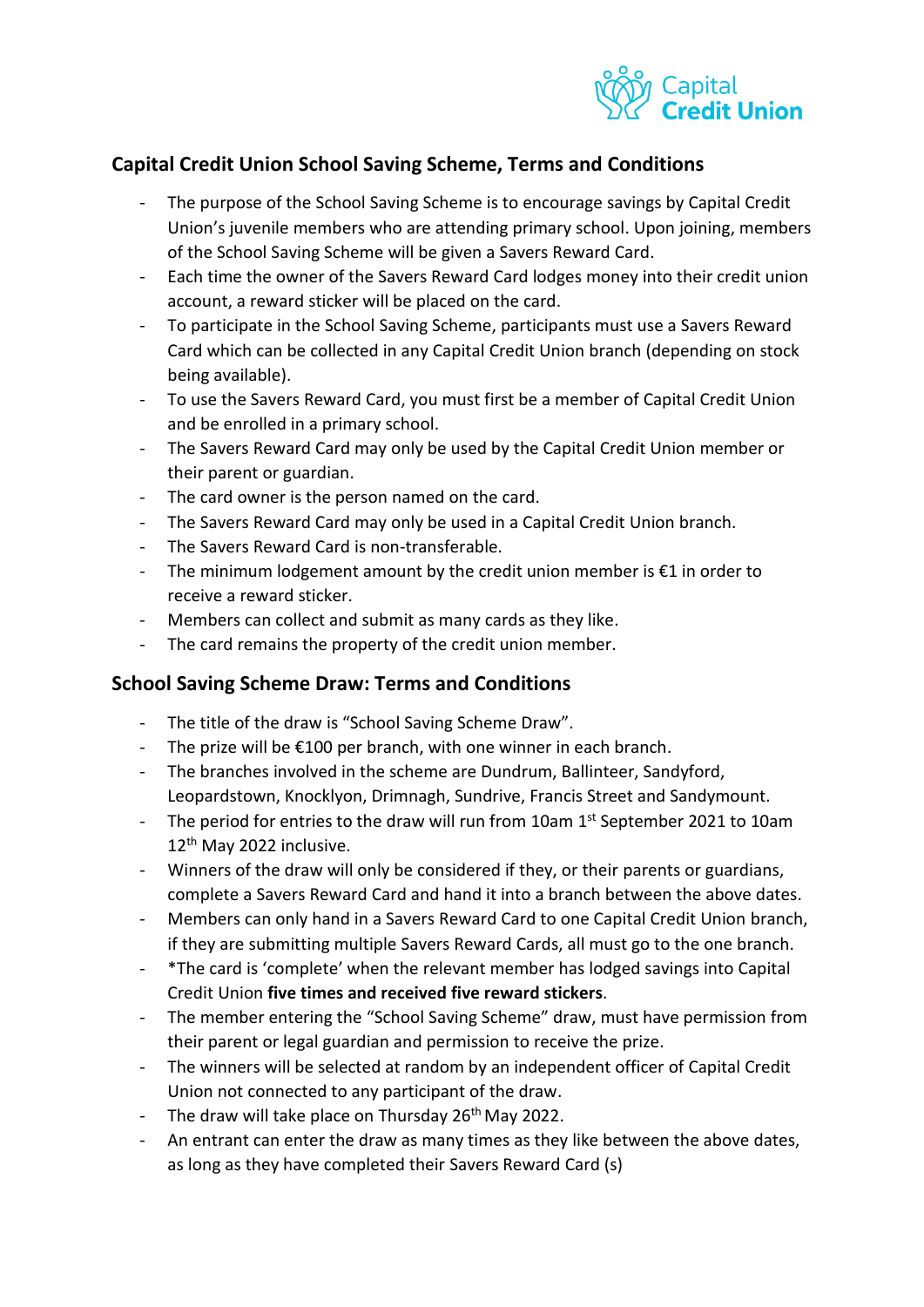## Capital Credit Union School Saving Scheme, Terms and Conditions

- The purpose of the School Saving Scheme is to encourage savings by Capital Credit Union's juvenile members who are attending primary school. Upon joining, members of the School Saving Scheme will be given a Savers Reward Card.
- Each time the owner of the Savers Reward Card lodges money into their credit union account, a reward sticker will be placed on the card.
- To participate in the School Saving Scheme, participants must use a Savers Reward Card which can be collected in any Capital Credit Union branch (depending on stock being available).
- To use the Savers Reward Card, you must first be a member of Capital Credit Union and be enrolled in a primary school.
- The Savers Reward Card may only be used by the Capital Credit Union member or their parent or guardian.
- The card owner is the person named on the card.
- The Savers Reward Card may only be used in a Capital Credit Union branch.
- The Savers Reward Card is non-transferable.
- The minimum lodgement amount by the credit union member is €1 in order to receive a reward sticker.
- Members can collect and submit as many cards as they like.
- The card remains the property of the credit union member.

## School Saving Scheme Draw: Terms and Conditions

- The title of the draw is "School Saving Scheme Draw".
- The prize will be €100 per branch, with one winner in each branch.
- The branches involved in the scheme are Dundrum, Ballinteer, Sandyford, Leopardstown, Knocklyon, Drimnagh, Sundrive, Francis Street and Sandymount.
- The period for entries to the draw will run from 10am 1st September 2021 to 10am 12th May 2022 inclusive.
- Winners of the draw will only be considered if they, or their parents or guardians, complete a Savers Reward Card and hand it into a branch between the above dates.
- Members can only hand in a Savers Reward Card to one Capital Credit Union branch, if they are submitting multiple Savers Reward Cards, all must go to the one branch.
- *The card is 'complete' when the relevant member has lodged savings into Capital Credit Union **five times and received five reward stickers**.
- The member entering the "School Saving Scheme" draw, must have permission from their parent or legal guardian and permission to receive the prize.
- The winners will be selected at random by an independent officer of Capital Credit Union not connected to any participant of the draw.
- The draw will take place on Thursday 26th May 2022.
- An entrant can enter the draw as many times as they like between the above dates, as long as they have completed their Savers Reward Card (s)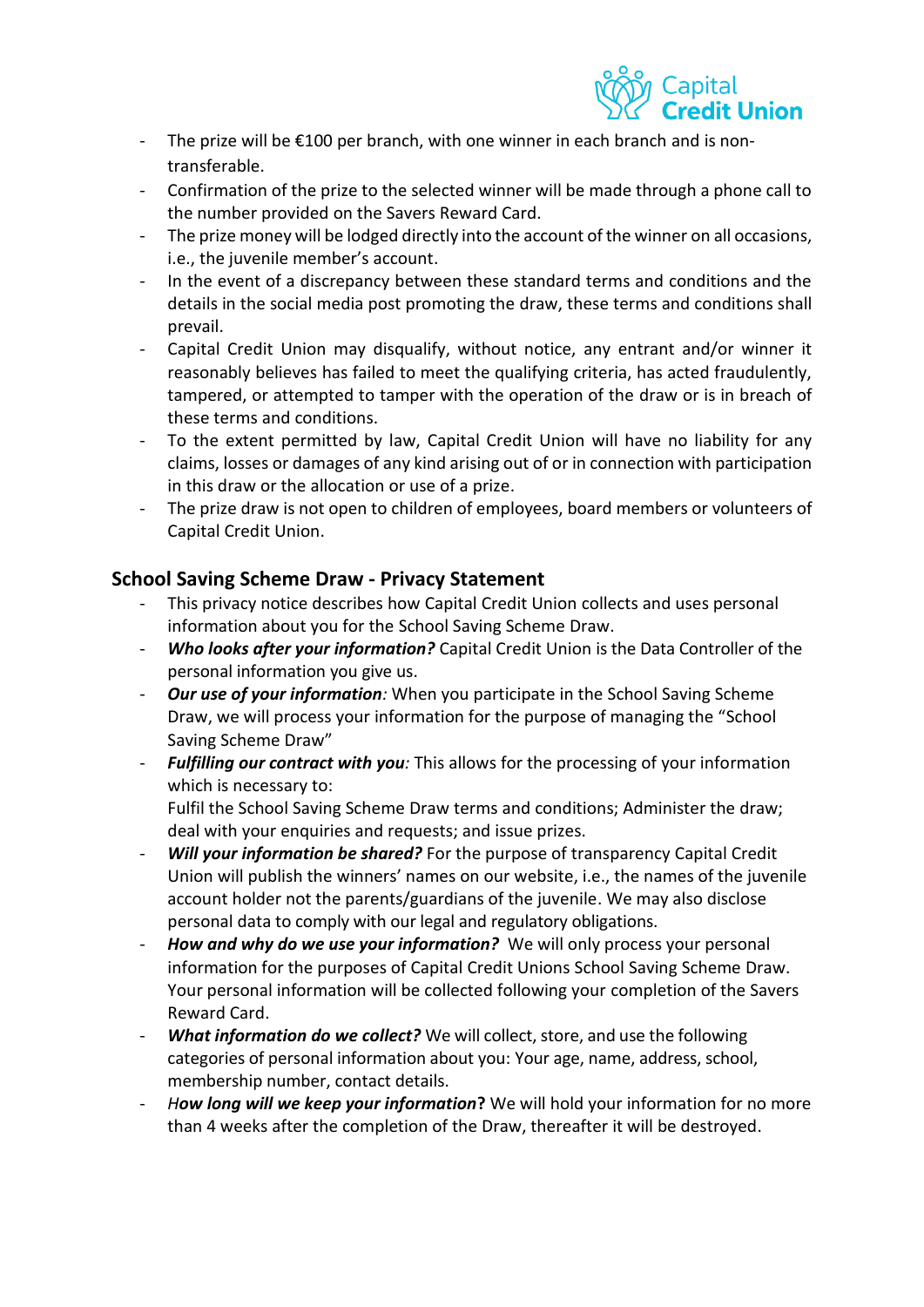- The prize will be €100 per branch, with one winner in each branch and is non-transferable.
- Confirmation of the prize to the selected winner will be made through a phone call to the number provided on the Savers Reward Card.
- The prize money will be lodged directly into the account of the winner on all occasions, i.e., the juvenile member's account.
- In the event of a discrepancy between these standard terms and conditions and the details in the social media post promoting the draw, these terms and conditions shall prevail.
- Capital Credit Union may disqualify, without notice, any entrant and/or winner it reasonably believes has failed to meet the qualifying criteria, has acted fraudulently, tampered, or attempted to tamper with the operation of the draw or is in breach of these terms and conditions.
- To the extent permitted by law, Capital Credit Union will have no liability for any claims, losses or damages of any kind arising out of or in connection with participation in this draw or the allocation or use of a prize.
- The prize draw is not open to children of employees, board members or volunteers of Capital Credit Union.

## School Saving Scheme Draw - Privacy Statement

- This privacy notice describes how Capital Credit Union collects and uses personal information about you for the School Saving Scheme Draw.
- ***Who looks after your information?*** Capital Credit Union is the Data Controller of the personal information you give us.
- ***Our use of your information****:* When you participate in the School Saving Scheme Draw, we will process your information for the purpose of managing the "School Saving Scheme Draw"
- ***Fulfilling our contract with you****:* This allows for the processing of your information which is necessary to:
  Fulfil the School Saving Scheme Draw terms and conditions; Administer the draw; deal with your enquiries and requests; and issue prizes.
- ***Will your information be shared?*** For the purpose of transparency Capital Credit Union will publish the winners' names on our website, i.e., the names of the juvenile account holder not the parents/guardians of the juvenile. We may also disclose personal data to comply with our legal and regulatory obligations.
- ***How and why do we use your information?*** We will only process your personal information for the purposes of Capital Credit Unions School Saving Scheme Draw. Your personal information will be collected following your completion of the Savers Reward Card.
- ***What information do we collect?*** We will collect, store, and use the following categories of personal information about you: Your age, name, address, school, membership number, contact details.
- *H**ow long will we keep your information***? We will hold your information for no more than 4 weeks after the completion of the Draw, thereafter it will be destroyed.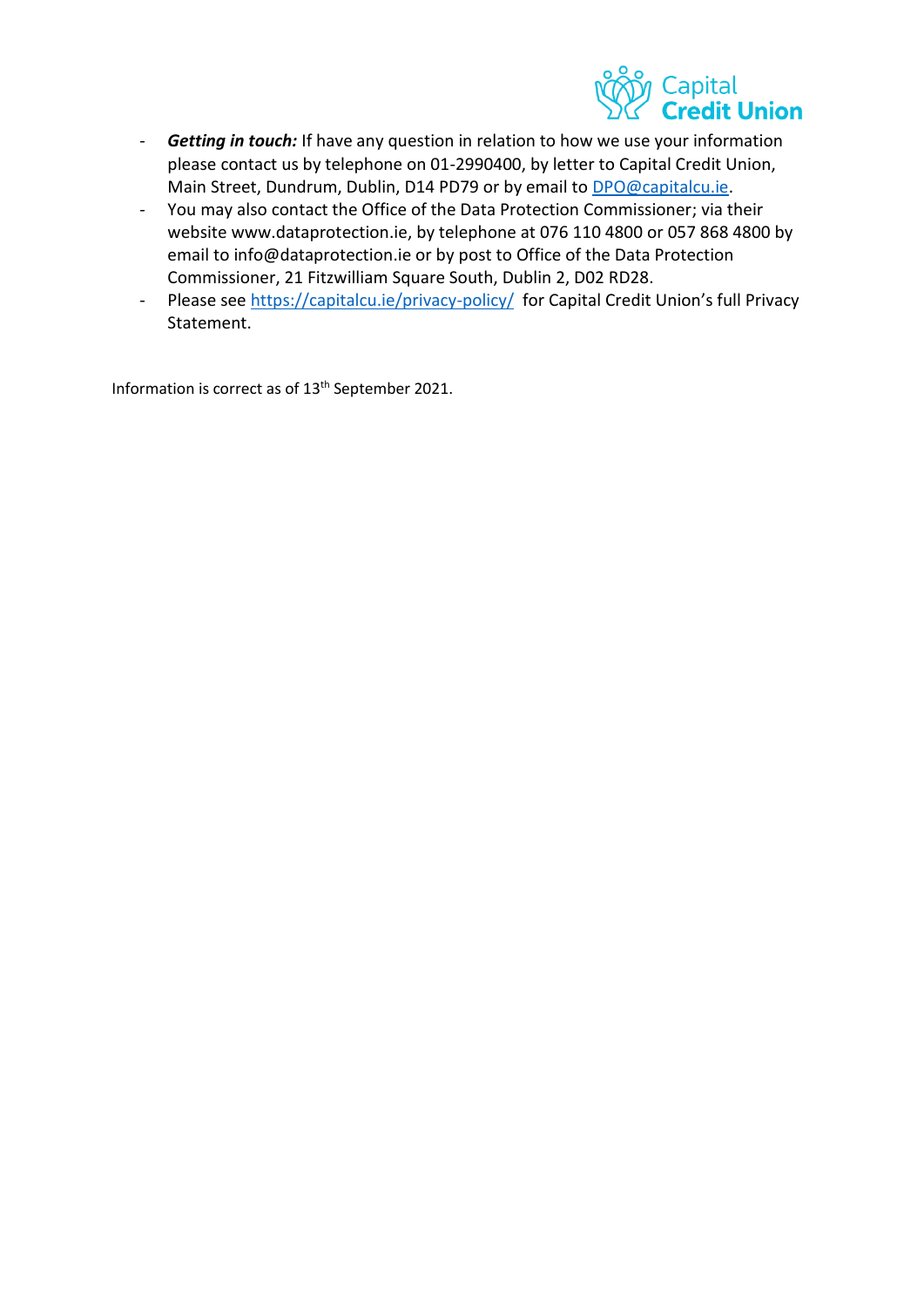- ***Getting in touch:*** If have any question in relation to how we use your information please contact us by telephone on 01-2990400, by letter to Capital Credit Union, Main Street, Dundrum, Dublin, D14 PD79 or by email to [DPO@capitalcu.ie](mailto:DPO@capitalcu.ie).
- You may also contact the Office of the Data Protection Commissioner; via their website www.dataprotection.ie, by telephone at 076 110 4800 or 057 868 4800 by email to info@dataprotection.ie or by post to Office of the Data Protection Commissioner, 21 Fitzwilliam Square South, Dublin 2, D02 RD28.
- Please see [https://capitalcu.ie/privacy-policy/](https://capitalcu.ie/privacy-policy/) for Capital Credit Union's full Privacy Statement.

Information is correct as of 13th September 2021.